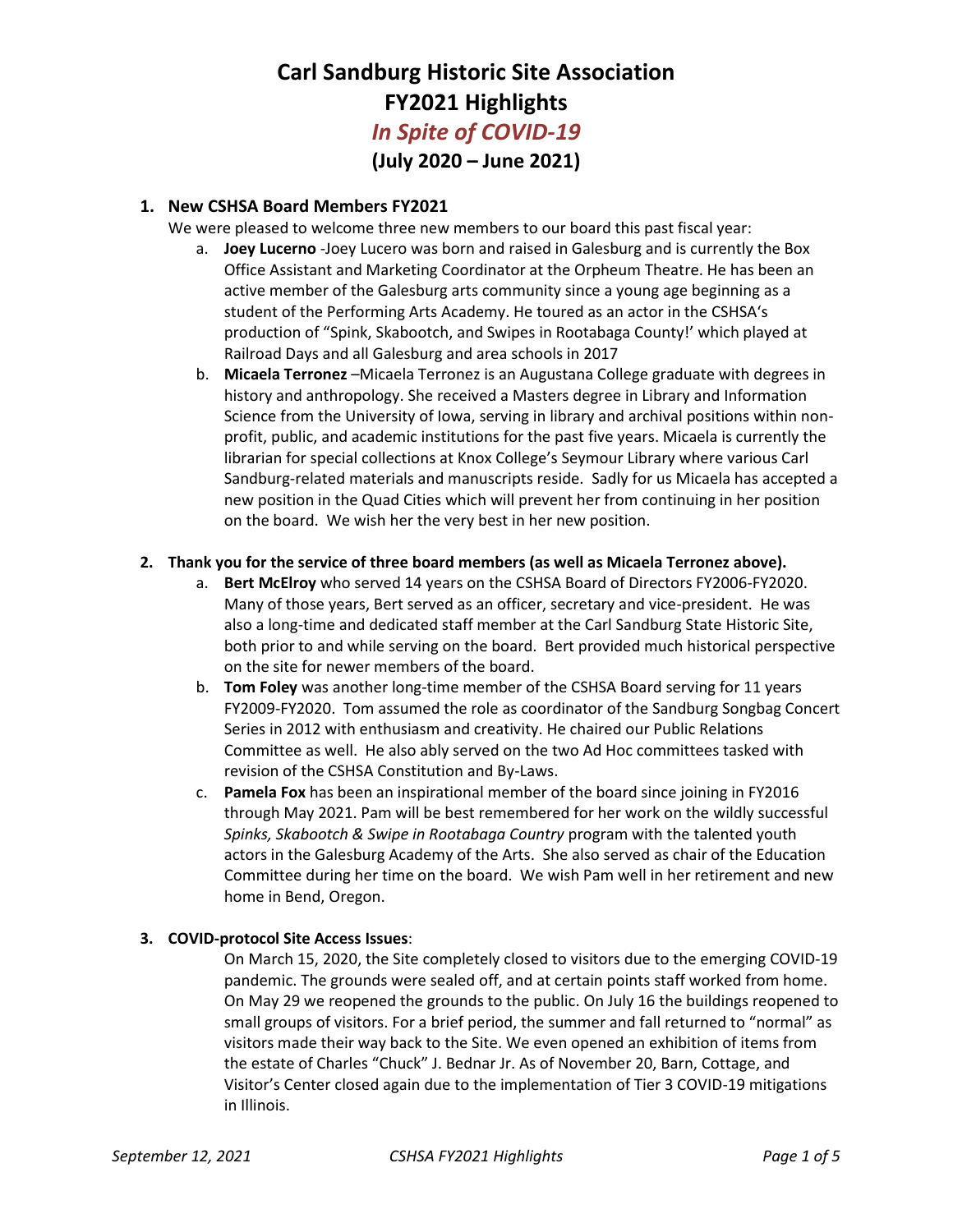# Carl Sandburg Historic Site Association
# FY2021 Highlights
## *In Spite of COVID-19*
## (July 2020 – June 2021)

1. **New CSHSA Board Members FY2021**

   We were pleased to welcome three new members to our board this past fiscal year:

   a. **Joey Lucerno** -Joey Lucero was born and raised in Galesburg and is currently the Box Office Assistant and Marketing Coordinator at the Orpheum Theatre. He has been an active member of the Galesburg arts community since a young age beginning as a student of the Performing Arts Academy. He toured as an actor in the CSHSA's production of "Spink, Skabootch, and Swipes in Rootabaga County!' which played at Railroad Days and all Galesburg and area schools in 2017

   b. **Micaela Terronez** –Micaela Terronez is an Augustana College graduate with degrees in history and anthropology. She received a Masters degree in Library and Information Science from the University of Iowa, serving in library and archival positions within non-profit, public, and academic institutions for the past five years. Micaela is currently the librarian for special collections at Knox College's Seymour Library where various Carl Sandburg-related materials and manuscripts reside. Sadly for us Micaela has accepted a new position in the Quad Cities which will prevent her from continuing in her position on the board. We wish her the very best in her new position.

2. **Thank you for the service of three board members (as well as Micaela Terronez above).**

   a. **Bert McElroy** who served 14 years on the CSHSA Board of Directors FY2006-FY2020. Many of those years, Bert served as an officer, secretary and vice-president. He was also a long-time and dedicated staff member at the Carl Sandburg State Historic Site, both prior to and while serving on the board. Bert provided much historical perspective on the site for newer members of the board.

   b. **Tom Foley** was another long-time member of the CSHSA Board serving for 11 years FY2009-FY2020. Tom assumed the role as coordinator of the Sandburg Songbag Concert Series in 2012 with enthusiasm and creativity. He chaired our Public Relations Committee as well. He also ably served on the two Ad Hoc committees tasked with revision of the CSHSA Constitution and By-Laws.

   c. **Pamela Fox** has been an inspirational member of the board since joining in FY2016 through May 2021. Pam will be best remembered for her work on the wildly successful *Spinks, Skabootch & Swipe in Rootabaga Country* program with the talented youth actors in the Galesburg Academy of the Arts. She also served as chair of the Education Committee during her time on the board. We wish Pam well in her retirement and new home in Bend, Oregon.

3. **COVID-protocol Site Access Issues**:

   On March 15, 2020, the Site completely closed to visitors due to the emerging COVID-19 pandemic. The grounds were sealed off, and at certain points staff worked from home. On May 29 we reopened the grounds to the public. On July 16 the buildings reopened to small groups of visitors. For a brief period, the summer and fall returned to "normal" as visitors made their way back to the Site. We even opened an exhibition of items from the estate of Charles "Chuck" J. Bednar Jr. As of November 20, Barn, Cottage, and Visitor's Center closed again due to the implementation of Tier 3 COVID-19 mitigations in Illinois.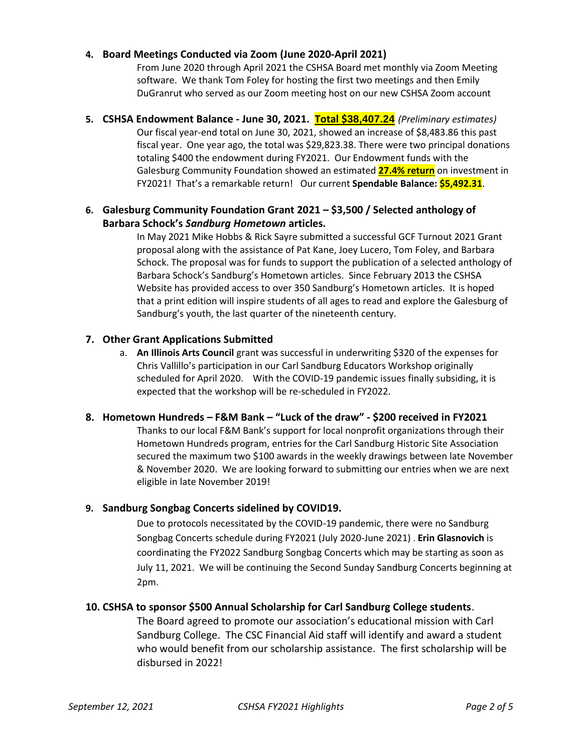4. **Board Meetings Conducted via Zoom (June 2020-April 2021)**

   From June 2020 through April 2021 the CSHSA Board met monthly via Zoom Meeting software. We thank Tom Foley for hosting the first two meetings and then Emily DuGranrut who served as our Zoom meeting host on our new CSHSA Zoom account

5. **CSHSA Endowment Balance - June 30, 2021. Total $38,407.24** *(Preliminary estimates)*

   Our fiscal year-end total on June 30, 2021, showed an increase of $8,483.86 this past fiscal year. One year ago, the total was $29,823.38. There were two principal donations totaling $400 the endowment during FY2021. Our Endowment funds with the Galesburg Community Foundation showed an estimated **27.4% return** on investment in FY2021! That's a remarkable return! Our current **Spendable Balance: $5,492.31**.

6. **Galesburg Community Foundation Grant 2021 – $3,500 / Selected anthology of Barbara Schock's *Sandburg Hometown* articles.**

   In May 2021 Mike Hobbs & Rick Sayre submitted a successful GCF Turnout 2021 Grant proposal along with the assistance of Pat Kane, Joey Lucero, Tom Foley, and Barbara Schock. The proposal was for funds to support the publication of a selected anthology of Barbara Schock's Sandburg's Hometown articles. Since February 2013 the CSHSA Website has provided access to over 350 Sandburg's Hometown articles. It is hoped that a print edition will inspire students of all ages to read and explore the Galesburg of Sandburg's youth, the last quarter of the nineteenth century.

7. **Other Grant Applications Submitted**

   a. **An Illinois Arts Council** grant was successful in underwriting $320 of the expenses for Chris Vallillo's participation in our Carl Sandburg Educators Workshop originally scheduled for April 2020. With the COVID-19 pandemic issues finally subsiding, it is expected that the workshop will be re-scheduled in FY2022.

8. **Hometown Hundreds – F&M Bank – "Luck of the draw" - $200 received in FY2021**

   Thanks to our local F&M Bank's support for local nonprofit organizations through their Hometown Hundreds program, entries for the Carl Sandburg Historic Site Association secured the maximum two $100 awards in the weekly drawings between late November & November 2020. We are looking forward to submitting our entries when we are next eligible in late November 2019!

9. **Sandburg Songbag Concerts sidelined by COVID19.**

   Due to protocols necessitated by the COVID-19 pandemic, there were no Sandburg Songbag Concerts schedule during FY2021 (July 2020-June 2021) . **Erin Glasnovich** is coordinating the FY2022 Sandburg Songbag Concerts which may be starting as soon as July 11, 2021. We will be continuing the Second Sunday Sandburg Concerts beginning at 2pm.

10. **CSHSA to sponsor $500 Annual Scholarship for Carl Sandburg College students**.

    The Board agreed to promote our association's educational mission with Carl Sandburg College. The CSC Financial Aid staff will identify and award a student who would benefit from our scholarship assistance. The first scholarship will be disbursed in 2022!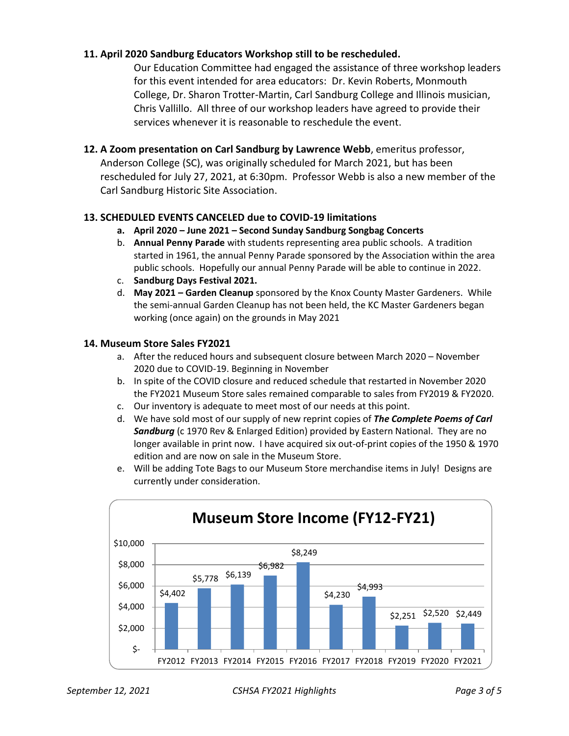**11. April 2020 Sandburg Educators Workshop still to be rescheduled.**

Our Education Committee had engaged the assistance of three workshop leaders for this event intended for area educators: Dr. Kevin Roberts, Monmouth College, Dr. Sharon Trotter-Martin, Carl Sandburg College and Illinois musician, Chris Vallillo. All three of our workshop leaders have agreed to provide their services whenever it is reasonable to reschedule the event.

**12. A Zoom presentation on Carl Sandburg by Lawrence Webb**, emeritus professor, Anderson College (SC), was originally scheduled for March 2021, but has been rescheduled for July 27, 2021, at 6:30pm. Professor Webb is also a new member of the Carl Sandburg Historic Site Association.

**13. SCHEDULED EVENTS CANCELED due to COVID-19 limitations**

a. **April 2020 – June 2021 – Second Sunday Sandburg Songbag Concerts**
b. **Annual Penny Parade** with students representing area public schools. A tradition started in 1961, the annual Penny Parade sponsored by the Association within the area public schools. Hopefully our annual Penny Parade will be able to continue in 2022.
c. **Sandburg Days Festival 2021.**
d. **May 2021 – Garden Cleanup** sponsored by the Knox County Master Gardeners. While the semi-annual Garden Cleanup has not been held, the KC Master Gardeners began working (once again) on the grounds in May 2021

**14. Museum Store Sales FY2021**

a. After the reduced hours and subsequent closure between March 2020 – November 2020 due to COVID-19. Beginning in November
b. In spite of the COVID closure and reduced schedule that restarted in November 2020 the FY2021 Museum Store sales remained comparable to sales from FY2019 & FY2020.
c. Our inventory is adequate to meet most of our needs at this point.
d. We have sold most of our supply of new reprint copies of ***The Complete Poems of Carl Sandburg*** (c 1970 Rev & Enlarged Edition) provided by Eastern National. They are no longer available in print now. I have acquired six out-of-print copies of the 1950 & 1970 edition and are now on sale in the Museum Store.
e. Will be adding Tote Bags to our Museum Store merchandise items in July! Designs are currently under consideration.

Museum Store Income (FY12-FY21)

$10,000
$8,000
$6,000
$4,000
$2,000
$-

$4,402 $5,778 $6,139 $6,982 $8,249 $4,230 $4,993 $2,251 $2,520 $2,449

FY2012 FY2013 FY2014 FY2015 FY2016 FY2017 FY2018 FY2019 FY2020 FY2021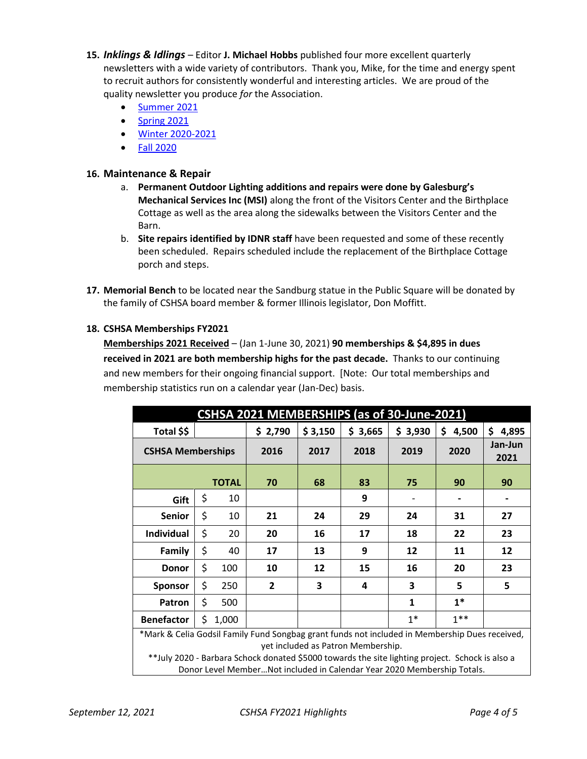15. ***Inklings & Idlings*** – Editor **J. Michael Hobbs** published four more excellent quarterly newsletters with a wide variety of contributors. Thank you, Mike, for the time and energy spent to recruit authors for consistently wonderful and interesting articles. We are proud of the quality newsletter you produce *for* the Association.
    - Summer 2021
    - Spring 2021
    - Winter 2020-2021
    - Fall 2020

16. **Maintenance & Repair**
    a. **Permanent Outdoor Lighting additions and repairs were done by Galesburg's Mechanical Services Inc (MSI)** along the front of the Visitors Center and the Birthplace Cottage as well as the area along the sidewalks between the Visitors Center and the Barn.
    b. **Site repairs identified by IDNR staff** have been requested and some of these recently been scheduled. Repairs scheduled include the replacement of the Birthplace Cottage porch and steps.

17. **Memorial Bench** to be located near the Sandburg statue in the Public Square will be donated by the family of CSHSA board member & former Illinois legislator, Don Moffitt.

18. **CSHSA Memberships FY2021**
    **Memberships 2021 Received** – (Jan 1-June 30, 2021) **90 memberships & $4,895 in dues received in 2021 are both membership highs for the past decade.** Thanks to our continuing and new members for their ongoing financial support. [Note: Our total memberships and membership statistics run on a calendar year (Jan-Dec) basis.

| CSHSA 2021 MEMBERSHIPS (as of 30-June-2021) | | | | | | | |
|---|---|---|---|---|---|---|---|
| **Total $$** | | **$ 2,790** | **$ 3,150** | **$ 3,665** | **$ 3,930** | **$ 4,500** | **$ 4,895** |
| **CSHSA Memberships** | | **2016** | **2017** | **2018** | **2019** | **2020** | **Jan-Jun 2021** |
| | **TOTAL** | **70** | **68** | **83** | **75** | **90** | **90** |
| **Gift** | $ 10 | | | **9** | - | - | - |
| **Senior** | $ 10 | **21** | **24** | **29** | **24** | **31** | **27** |
| **Individual** | $ 20 | **20** | **16** | **17** | **18** | **22** | **23** |
| **Family** | $ 40 | **17** | **13** | **9** | **12** | **11** | **12** |
| **Donor** | $ 100 | **10** | **12** | **15** | **16** | **20** | **23** |
| **Sponsor** | $ 250 | **2** | **3** | **4** | **3** | **5** | **5** |
| **Patron** | $ 500 | | | | **1** | **1*** | |
| **Benefactor** | $ 1,000 | | | | 1* | 1** | |

*Mark & Celia Godsil Family Fund Songbag grant funds not included in Membership Dues received, yet included as Patron Membership.
**July 2020 - Barbara Schock donated $5000 towards the site lighting project. Schock is also a Donor Level Member…Not included in Calendar Year 2020 Membership Totals.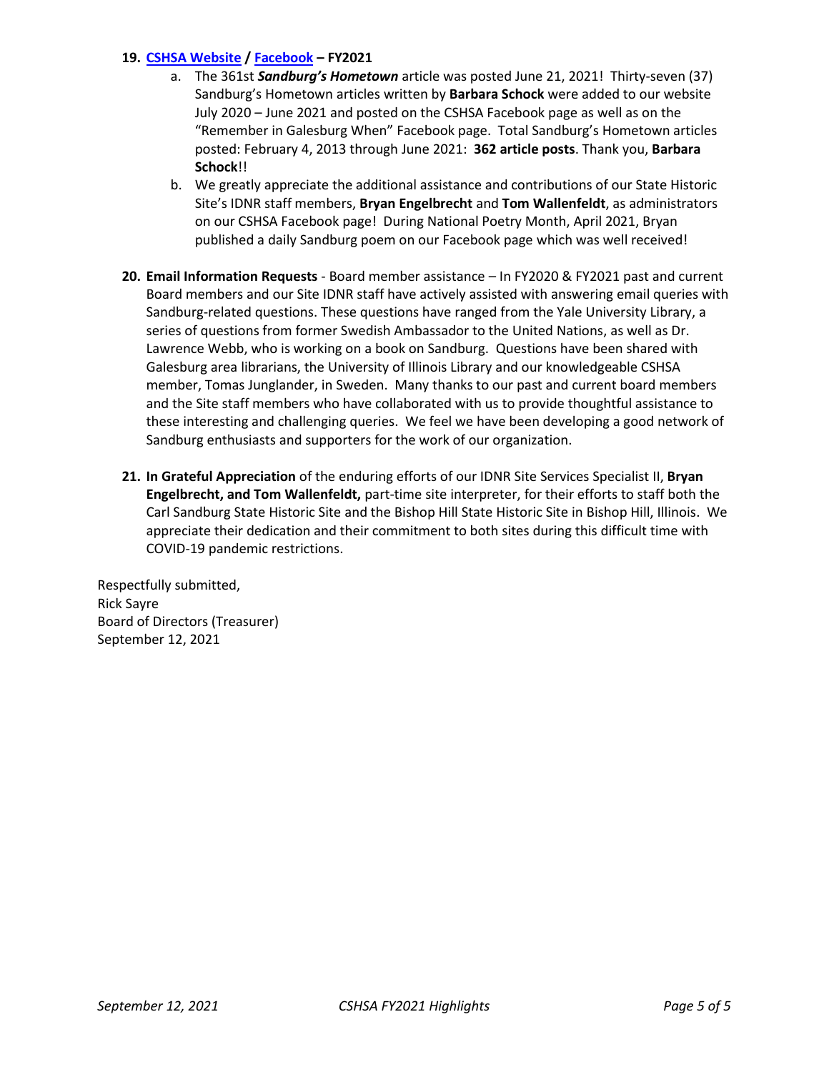**19. [CSHSA Website](#) / [Facebook](#) – FY2021**

a. The 361st ***Sandburg's Hometown*** article was posted June 21, 2021! Thirty-seven (37) Sandburg's Hometown articles written by **Barbara Schock** were added to our website July 2020 – June 2021 and posted on the CSHSA Facebook page as well as on the "Remember in Galesburg When" Facebook page. Total Sandburg's Hometown articles posted: February 4, 2013 through June 2021: **362 article posts**. Thank you, **Barbara Schock**!!

b. We greatly appreciate the additional assistance and contributions of our State Historic Site's IDNR staff members, **Bryan Engelbrecht** and **Tom Wallenfeldt**, as administrators on our CSHSA Facebook page! During National Poetry Month, April 2021, Bryan published a daily Sandburg poem on our Facebook page which was well received!

**20. Email Information Requests** - Board member assistance – In FY2020 & FY2021 past and current Board members and our Site IDNR staff have actively assisted with answering email queries with Sandburg-related questions. These questions have ranged from the Yale University Library, a series of questions from former Swedish Ambassador to the United Nations, as well as Dr. Lawrence Webb, who is working on a book on Sandburg. Questions have been shared with Galesburg area librarians, the University of Illinois Library and our knowledgeable CSHSA member, Tomas Junglander, in Sweden. Many thanks to our past and current board members and the Site staff members who have collaborated with us to provide thoughtful assistance to these interesting and challenging queries. We feel we have been developing a good network of Sandburg enthusiasts and supporters for the work of our organization.

**21. In Grateful Appreciation** of the enduring efforts of our IDNR Site Services Specialist II, **Bryan Engelbrecht, and Tom Wallenfeldt,** part-time site interpreter, for their efforts to staff both the Carl Sandburg State Historic Site and the Bishop Hill State Historic Site in Bishop Hill, Illinois. We appreciate their dedication and their commitment to both sites during this difficult time with COVID-19 pandemic restrictions.

Respectfully submitted,
Rick Sayre
Board of Directors (Treasurer)
September 12, 2021